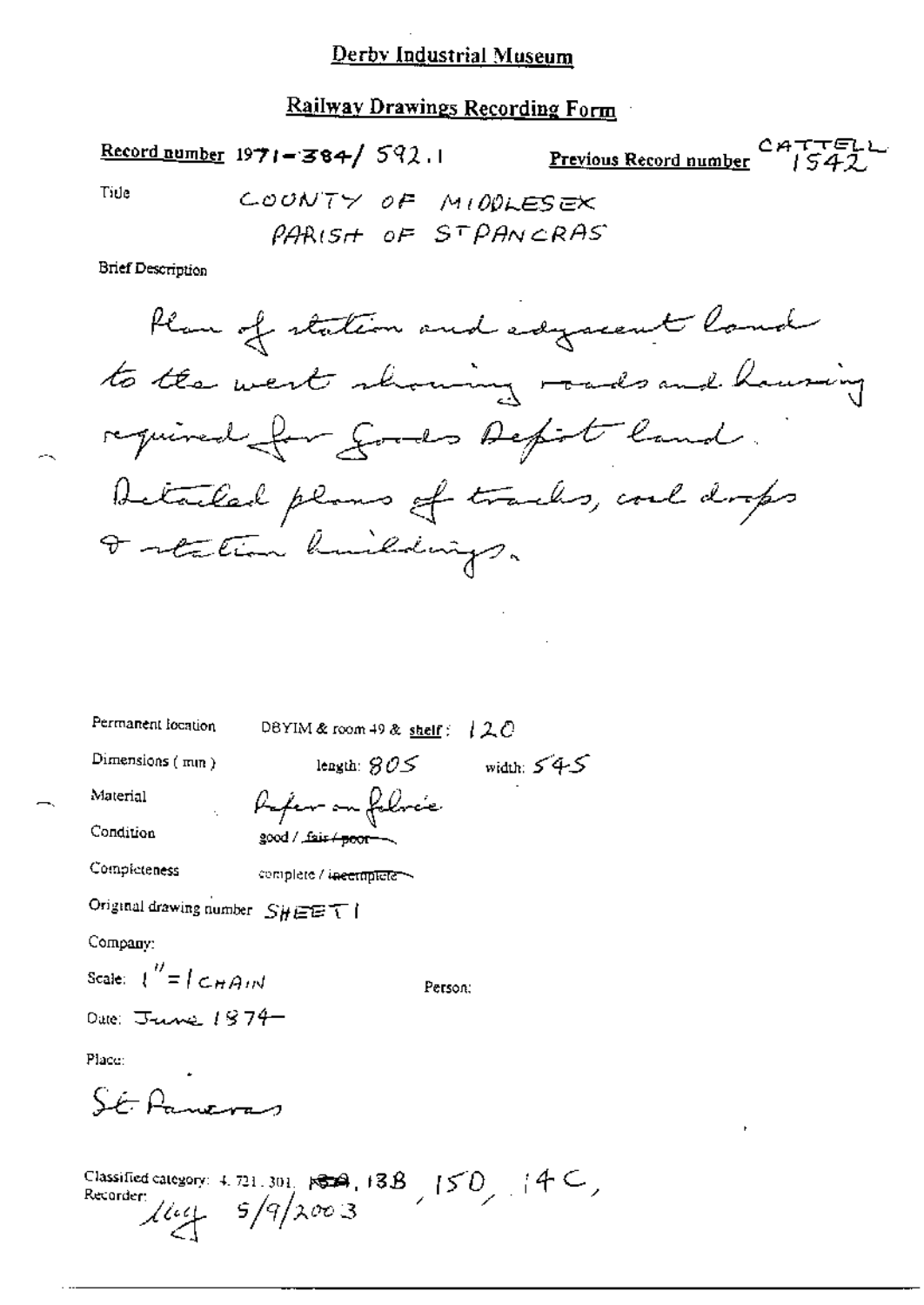# Derby Industrial Museum

## Railway Drawings Recording Form

**Record number** 1971-384/ 592.1 **Previous Record number** CATTELL 1542

Title: COUNTY OF MIDDLESEX PARISH OF ST PANCRAS

Brief Description

Plan of station and adjacent land to the west showing roads and housing required for Goods Depot land. Detailed plans of tracks, coal drops & station buildings.

Permanent location: DBYIM & room 49 & shelf: 120

Dimensions (mm): length: 805 width: 545

Material: Paper on fabric

Condition: good / ~~fair / poor~~

Completeness: complete / ~~incomplete~~

Original drawing number: SHEET 1

Company:

Scale: 1" = 1 CHAIN

Person:

Date: June 1874

Place:

St Pancras

Classified category: 4. 721. 301. ~~13A~~, 13B, 15D, 14C,

Recorder: lucy 5/9/2003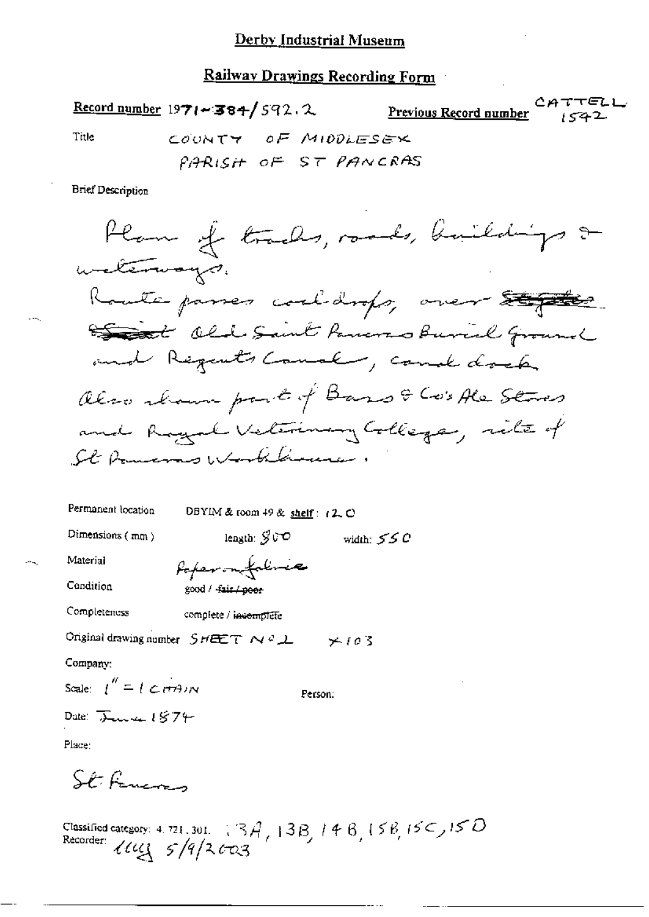# Derby Industrial Museum

## Railway Drawings Recording Form

**Record number** 1971-384/592.2 **Previous Record number** CATTELL 1542

Title COUNTY OF MIDDLESEX
PARISH OF ST PANCRAS

Brief Description

Plan of tracks, roads, buildings & waterways.
Route passes coal-drops, over ~~St~~ ~~Street~~ Old Saint Pancras Burial Ground and Regents Canal, canal dock.
Also shown part of Bass & Co's Ale Stores and Royal Veterinary College, site of St Pancras Workhouse.

Permanent location DBYIM & room 49 & shelf: 12.C

Dimensions (mm) length: 800 width: 550

Material Paper on fabric

Condition good / ~~fair / poor~~

Completeness complete / ~~incomplete~~

Original drawing number SHEET No 2 ×103

Company:

Scale: 1" = 1 CHAIN

Person:

Date: June 1874

Place:

St Pancras

Classified category: 4.721.301. 13A, 13B, 14B, 15B, 15C, 15D
Recorder: lll 5/9/2003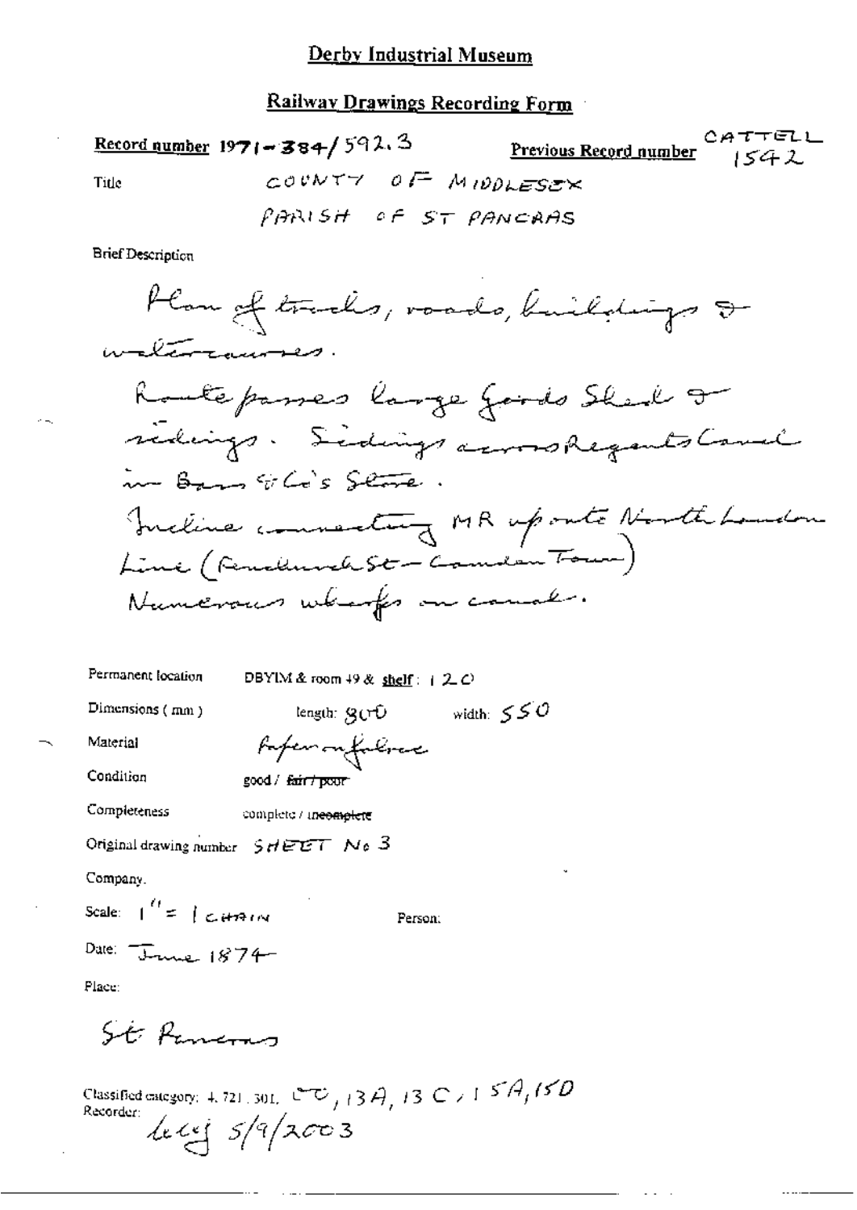# Derby Industrial Museum

## Railway Drawings Recording Form

**Record number** 1971-384/592.3 **Previous Record number** CATTELL 1542

Title COUNTY OF MIDDLESEX
PARISH OF ST PANCRAS

Brief Description

Plan of tracks, roads, buildings & watercourses.
Route passes large Goods Shed & sidings. Sidings across Regents Canal in Bass & Co's Store.
Incline connecting MR up onto North London Line (Fenchurch St - Camden Town)
Numerous wharfs on canal.

Permanent location DBYIM & room 49 & **shelf**: 120

Dimensions (mm) length: 800 width: 550

Material Paper on fabric

Condition good / ~~fair / poor~~

Completeness complete / ~~incomplete~~

Original drawing number SHEET No 3

Company.

Scale: 1" = 1 CHAIN Person:

Date: June 1874

Place:

St Pancras

Classified category: 4.721.301. CC, 13A, 13C, 15A, 15D
Recorder: lely 5/9/2003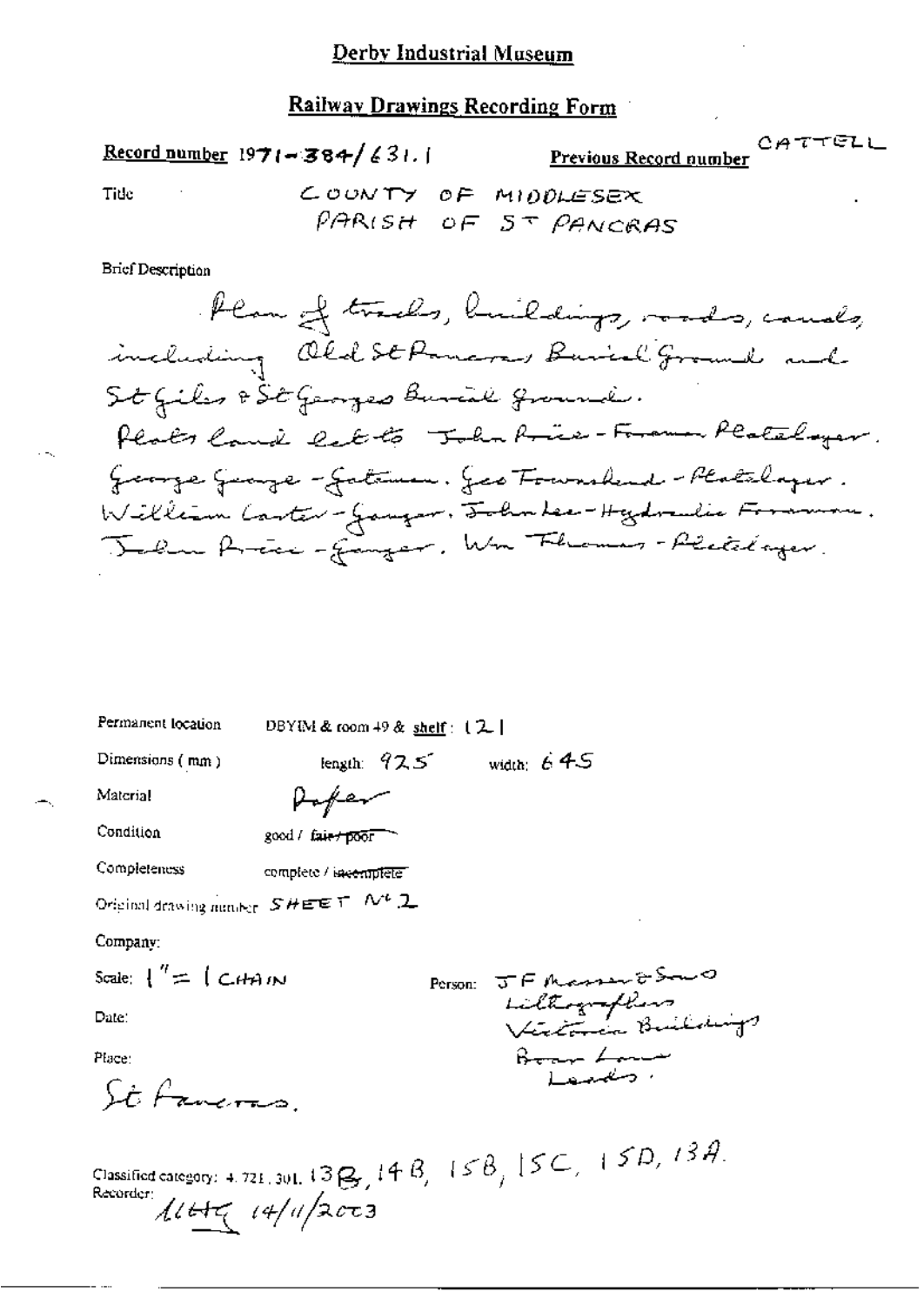## Derby Industrial Museum

## Railway Drawings Recording Form

**Record number** 1971-384/631.1 **Previous Record number** CATTELL

Title COUNTY OF MIDDLESEX
PARISH OF ST PANCRAS

Brief Description

Plan of tracks, buildings, roads, canals, including Old St Pancras Burial Ground and St Giles & St Georges Burial Ground.
Plots land let to John Price - Foreman Platelayer. George George - Gateman. Geo Townshend - Platelayer. William Carter - Ganger. John Lee - Hydraulic Foreman. John Price - Ganger. Wm Thomas - Platelayer.

Permanent location DBYIM & room 49 & shelf: 121

Dimensions (mm) length: 925 width: 645

Material Paper

Condition good / ~~fair / poor~~

Completeness complete / ~~incomplete~~

Original drawing number SHEET No 2

Company:

Scale: 1" = 1 CHAIN

Person: J F Masser & Sons Lithographers Victoria Buildings Boar Lane Leeds.

Date:

Place:
St Pancras.

Classified category: 4.721.301. 13B, 14B, 15B, 15C, 15D, 13A.
Recorder: LLHG 14/11/2003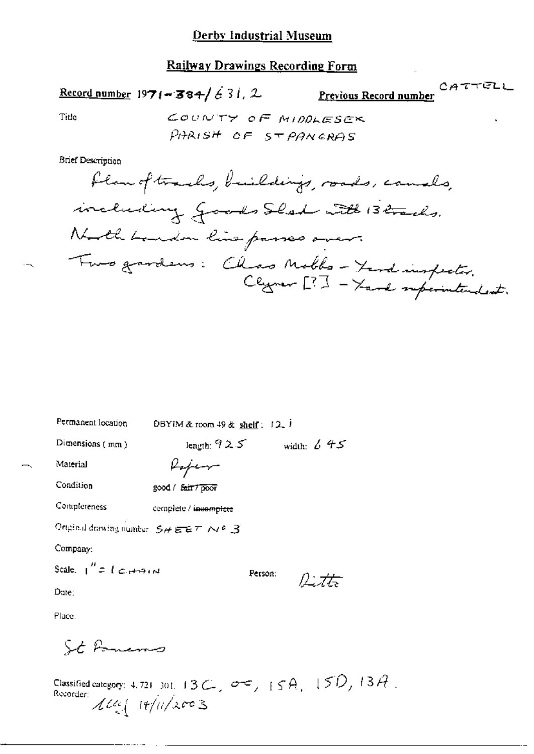Derby Industrial Museum

## Railway Drawings Recording Form

**Record number** 1971-384/631, 2 **Previous Record number** CATTELL

Title COUNTY OF MIDDLESEX
PARISH OF ST PANCRAS

Brief Description

Plan of tracks, buildings, roads, canals, including Goods Shed with 13 tracks. North London line passes over.
Two gardens: Chas Mobbs - Yard inspector.
Clymer [?] - Yard superintendent.

Permanent location DBYIM & room 49 & shelf: 12 j

Dimensions (mm) length: 925 width: 645

Material Paper

Condition good / ~~fair / poor~~

Completeness complete / ~~incomplete~~

Original drawing number SHEET No 3

Company:

Scale: 1" = 1 CHAIN Person: Ditto

Date:

Place:

St Pancras

Classified category: 4.721.301. 13C, oc, 15A, 15D, 13A.

Recorder: 14/11/2003